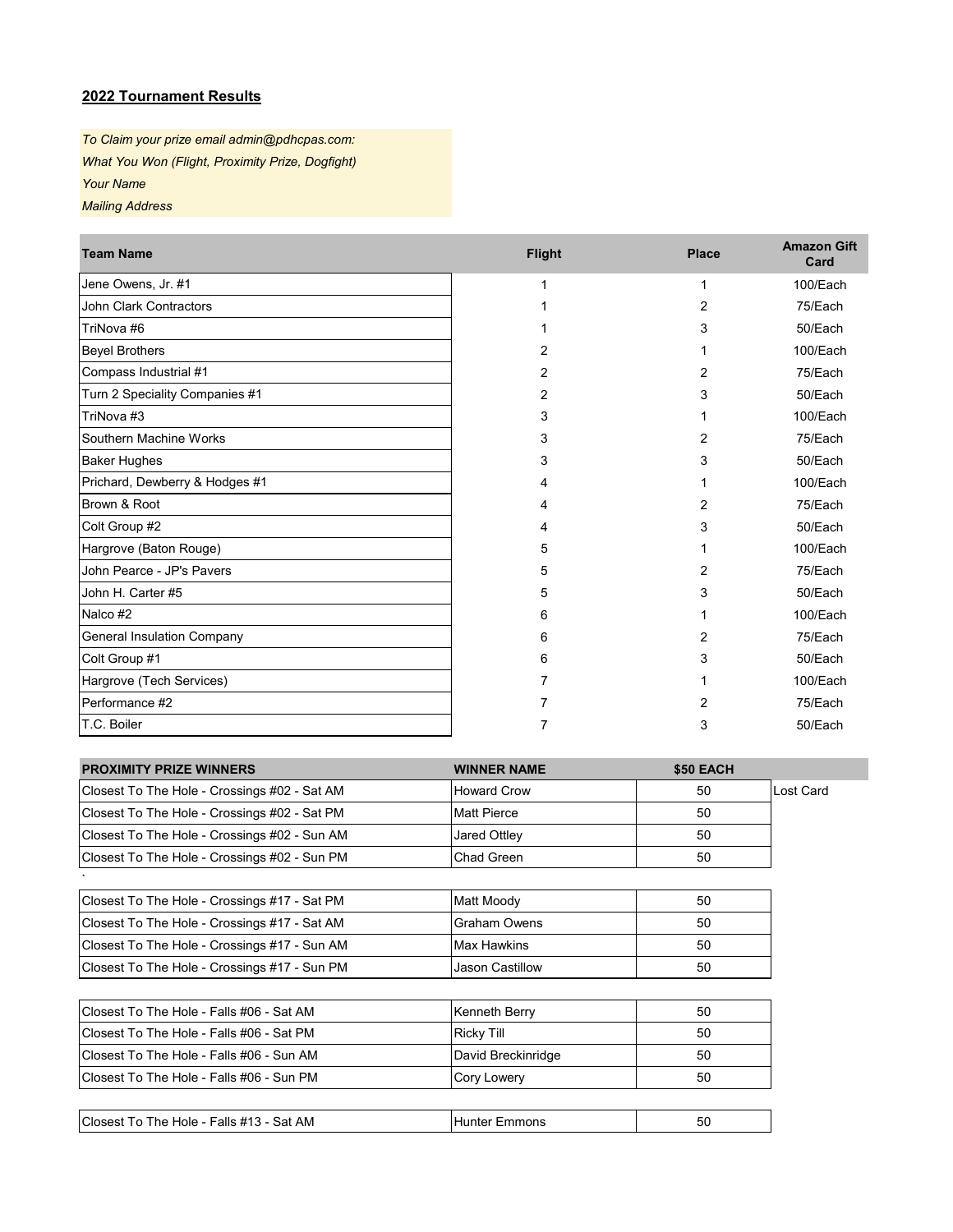**2022 Tournament Results**

*To Claim your prize email admin@pdhcpas.com:*
*What You Won (Flight, Proximity Prize, Dogfight)*
*Your Name*
*Mailing Address*

| Team Name | Flight | Place | Amazon Gift Card |
|---|---|---|---|
| Jene Owens, Jr. #1 | 1 | 1 | 100/Each |
| John Clark Contractors | 1 | 2 | 75/Each |
| TriNova #6 | 1 | 3 | 50/Each |
| Beyel Brothers | 2 | 1 | 100/Each |
| Compass Industrial #1 | 2 | 2 | 75/Each |
| Turn 2 Speciality Companies #1 | 2 | 3 | 50/Each |
| TriNova #3 | 3 | 1 | 100/Each |
| Southern Machine Works | 3 | 2 | 75/Each |
| Baker Hughes | 3 | 3 | 50/Each |
| Prichard, Dewberry & Hodges #1 | 4 | 1 | 100/Each |
| Brown & Root | 4 | 2 | 75/Each |
| Colt Group #2 | 4 | 3 | 50/Each |
| Hargrove (Baton Rouge) | 5 | 1 | 100/Each |
| John Pearce - JP's Pavers | 5 | 2 | 75/Each |
| John H. Carter #5 | 5 | 3 | 50/Each |
| Nalco #2 | 6 | 1 | 100/Each |
| General Insulation Company | 6 | 2 | 75/Each |
| Colt Group #1 | 6 | 3 | 50/Each |
| Hargrove (Tech Services) | 7 | 1 | 100/Each |
| Performance #2 | 7 | 2 | 75/Each |
| T.C. Boiler | 7 | 3 | 50/Each |

| PROXIMITY PRIZE WINNERS | WINNER NAME | $50 EACH | |
|---|---|---|---|
| Closest To The Hole - Crossings #02 - Sat AM | Howard Crow | 50 | Lost Card |
| Closest To The Hole - Crossings #02 - Sat PM | Matt Pierce | 50 | |
| Closest To The Hole - Crossings #02 - Sun AM | Jared Ottley | 50 | |
| Closest To The Hole - Crossings #02 - Sun PM | Chad Green | 50 | |
| ` | | | |
| Closest To The Hole - Crossings #17 - Sat PM | Matt Moody | 50 | |
| Closest To The Hole - Crossings #17 - Sat AM | Graham Owens | 50 | |
| Closest To The Hole - Crossings #17 - Sun AM | Max Hawkins | 50 | |
| Closest To The Hole - Crossings #17 - Sun PM | Jason Castillow | 50 | |
| | | | |
| Closest To The Hole - Falls #06 - Sat AM | Kenneth Berry | 50 | |
| Closest To The Hole - Falls #06 - Sat PM | Ricky Till | 50 | |
| Closest To The Hole - Falls #06 - Sun AM | David Breckinridge | 50 | |
| Closest To The Hole - Falls #06 - Sun PM | Cory Lowery | 50 | |
| | | | |
| Closest To The Hole - Falls #13 - Sat AM | Hunter Emmons | 50 | |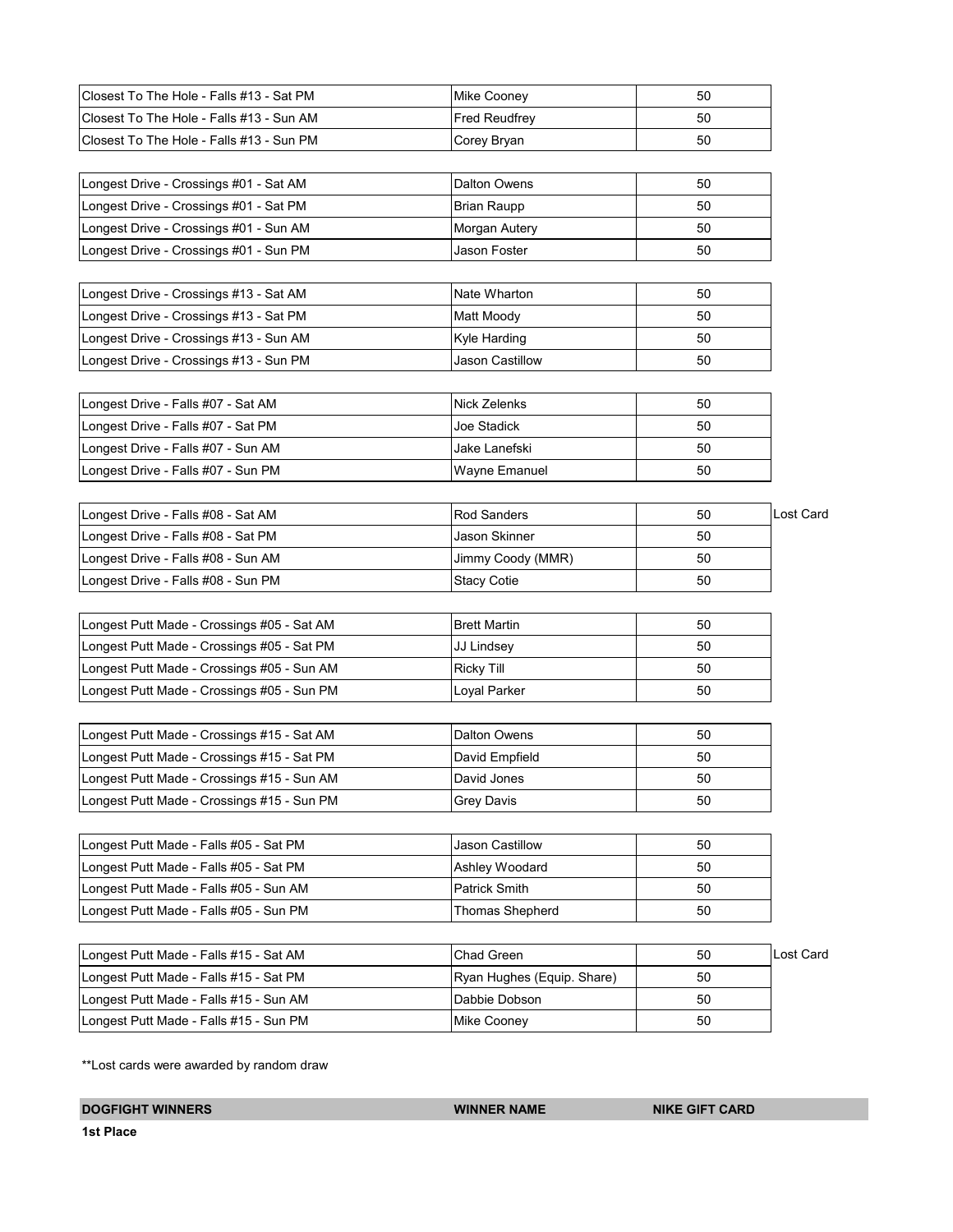| | | | |
|---|---|---|---|
| Closest To The Hole - Falls #13 - Sat PM | Mike Cooney | 50 | |
| Closest To The Hole - Falls #13 - Sun AM | Fred Reudfrey | 50 | |
| Closest To The Hole - Falls #13 - Sun PM | Corey Bryan | 50 | |

| | | | |
|---|---|---|---|
| Longest Drive - Crossings #01 - Sat AM | Dalton Owens | 50 | |
| Longest Drive - Crossings #01 - Sat PM | Brian Raupp | 50 | |
| Longest Drive - Crossings #01 - Sun AM | Morgan Autery | 50 | |
| Longest Drive - Crossings #01 - Sun PM | Jason Foster | 50 | |

| | | | |
|---|---|---|---|
| Longest Drive - Crossings #13 - Sat AM | Nate Wharton | 50 | |
| Longest Drive - Crossings #13 - Sat PM | Matt Moody | 50 | |
| Longest Drive - Crossings #13 - Sun AM | Kyle Harding | 50 | |
| Longest Drive - Crossings #13 - Sun PM | Jason Castillow | 50 | |

| | | | |
|---|---|---|---|
| Longest Drive - Falls #07 - Sat AM | Nick Zelenks | 50 | |
| Longest Drive - Falls #07 - Sat PM | Joe Stadick | 50 | |
| Longest Drive - Falls #07 - Sun AM | Jake Lanefski | 50 | |
| Longest Drive - Falls #07 - Sun PM | Wayne Emanuel | 50 | |

| | | | |
|---|---|---|---|
| Longest Drive - Falls #08 - Sat AM | Rod Sanders | 50 | Lost Card |
| Longest Drive - Falls #08 - Sat PM | Jason Skinner | 50 | |
| Longest Drive - Falls #08 - Sun AM | Jimmy Coody (MMR) | 50 | |
| Longest Drive - Falls #08 - Sun PM | Stacy Cotie | 50 | |

| | | | |
|---|---|---|---|
| Longest Putt Made - Crossings #05 - Sat AM | Brett Martin | 50 | |
| Longest Putt Made - Crossings #05 - Sat PM | JJ Lindsey | 50 | |
| Longest Putt Made - Crossings #05 - Sun AM | Ricky Till | 50 | |
| Longest Putt Made - Crossings #05 - Sun PM | Loyal Parker | 50 | |

| | | | |
|---|---|---|---|
| Longest Putt Made - Crossings #15 - Sat AM | Dalton Owens | 50 | |
| Longest Putt Made - Crossings #15 - Sat PM | David Empfield | 50 | |
| Longest Putt Made - Crossings #15 - Sun AM | David Jones | 50 | |
| Longest Putt Made - Crossings #15 - Sun PM | Grey Davis | 50 | |

| | | | |
|---|---|---|---|
| Longest Putt Made - Falls #05 - Sat PM | Jason Castillow | 50 | |
| Longest Putt Made - Falls #05 - Sat PM | Ashley Woodard | 50 | |
| Longest Putt Made - Falls #05 - Sun AM | Patrick Smith | 50 | |
| Longest Putt Made - Falls #05 - Sun PM | Thomas Shepherd | 50 | |

| | | | |
|---|---|---|---|
| Longest Putt Made - Falls #15 - Sat AM | Chad Green | 50 | Lost Card |
| Longest Putt Made - Falls #15 - Sat PM | Ryan Hughes (Equip. Share) | 50 | |
| Longest Putt Made - Falls #15 - Sun AM | Dabbie Dobson | 50 | |
| Longest Putt Made - Falls #15 - Sun PM | Mike Cooney | 50 | |

**Lost cards were awarded by random draw

| DOGFIGHT WINNERS | WINNER NAME | NIKE GIFT CARD |
|---|---|---|
| **1st Place** | | |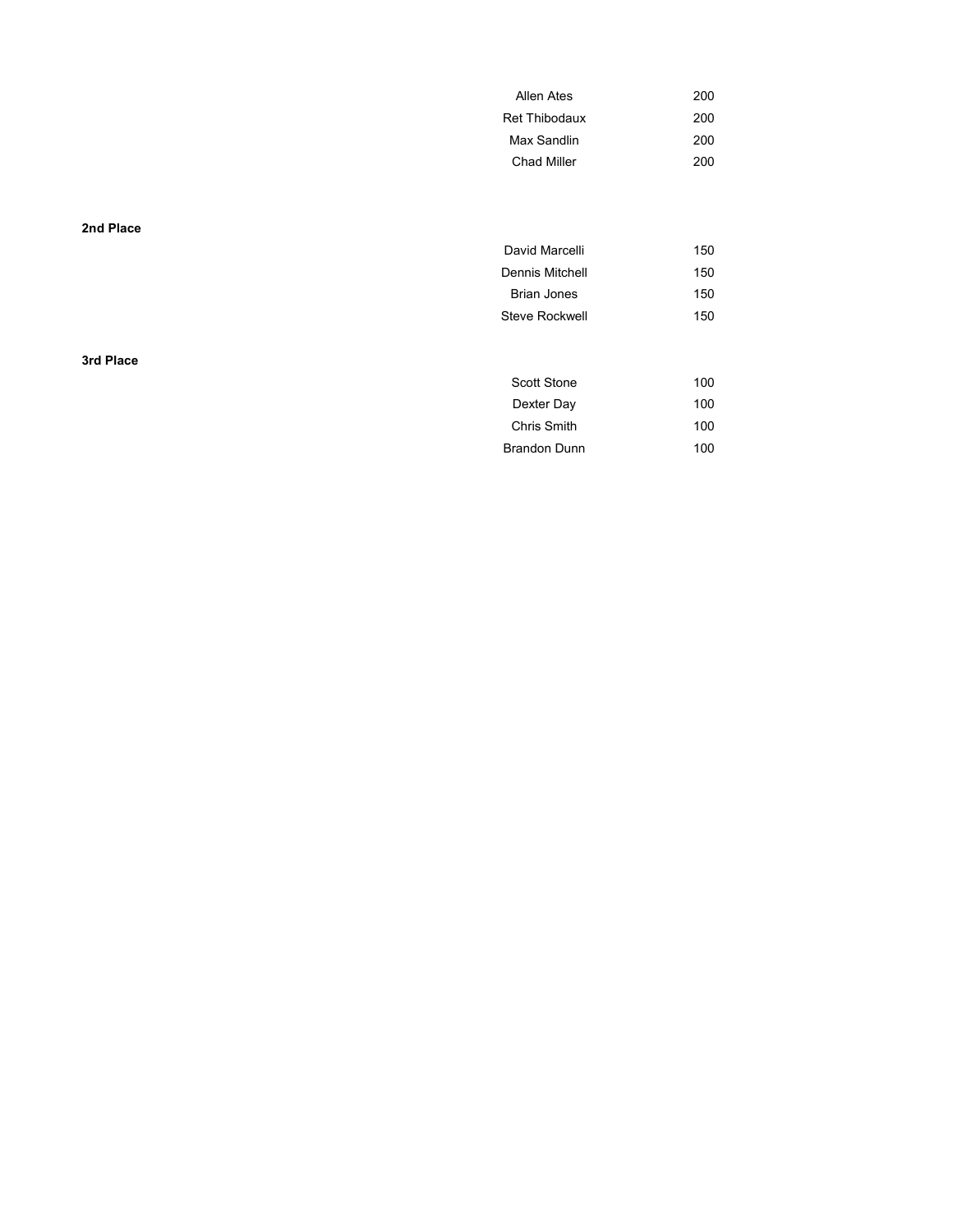| | |
|---|---|
| Allen Ates | 200 |
| Ret Thibodaux | 200 |
| Max Sandlin | 200 |
| Chad Miller | 200 |

**2nd Place**

| | |
|---|---|
| David Marcelli | 150 |
| Dennis Mitchell | 150 |
| Brian Jones | 150 |
| Steve Rockwell | 150 |

**3rd Place**

| | |
|---|---|
| Scott Stone | 100 |
| Dexter Day | 100 |
| Chris Smith | 100 |
| Brandon Dunn | 100 |